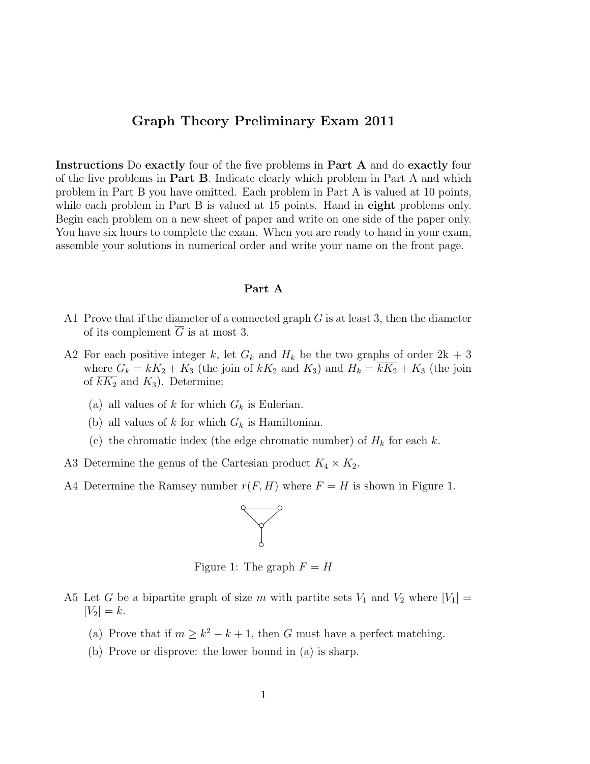# Graph Theory Preliminary Exam 2011

**Instructions** Do **exactly** four of the five problems in **Part A** and do **exactly** four of the five problems in **Part B**. Indicate clearly which problem in Part A and which problem in Part B you have omitted. Each problem in Part A is valued at 10 points, while each problem in Part B is valued at 15 points. Hand in **eight** problems only. Begin each problem on a new sheet of paper and write on one side of the paper only. You have six hours to complete the exam. When you are ready to hand in your exam, assemble your solutions in numerical order and write your name on the front page.

## Part A

A1 Prove that if the diameter of a connected graph $G$ is at least 3, then the diameter of its complement $\overline{G}$ is at most 3.

A2 For each positive integer $k$, let $G_k$ and $H_k$ be the two graphs of order 2k + 3 where $G_k = kK_2 + K_3$ (the join of $kK_2$ and $K_3$) and $H_k = \overline{kK_2} + K_3$ (the join of $\overline{kK_2}$ and $K_3$). Determine:

- (a) all values of $k$ for which $G_k$ is Eulerian.
- (b) all values of $k$ for which $G_k$ is Hamiltonian.
- (c) the chromatic index (the edge chromatic number) of $H_k$ for each $k$.

A3 Determine the genus of the Cartesian product $K_4 \times K_2$.

A4 Determine the Ramsey number $r(F, H)$ where $F = H$ is shown in Figure 1.

Figure 1: The graph $F = H$

A5 Let $G$ be a bipartite graph of size $m$ with partite sets $V_1$ and $V_2$ where $|V_1| = |V_2| = k$.

- (a) Prove that if $m \geq k^2 - k + 1$, then $G$ must have a perfect matching.
- (b) Prove or disprove: the lower bound in (a) is sharp.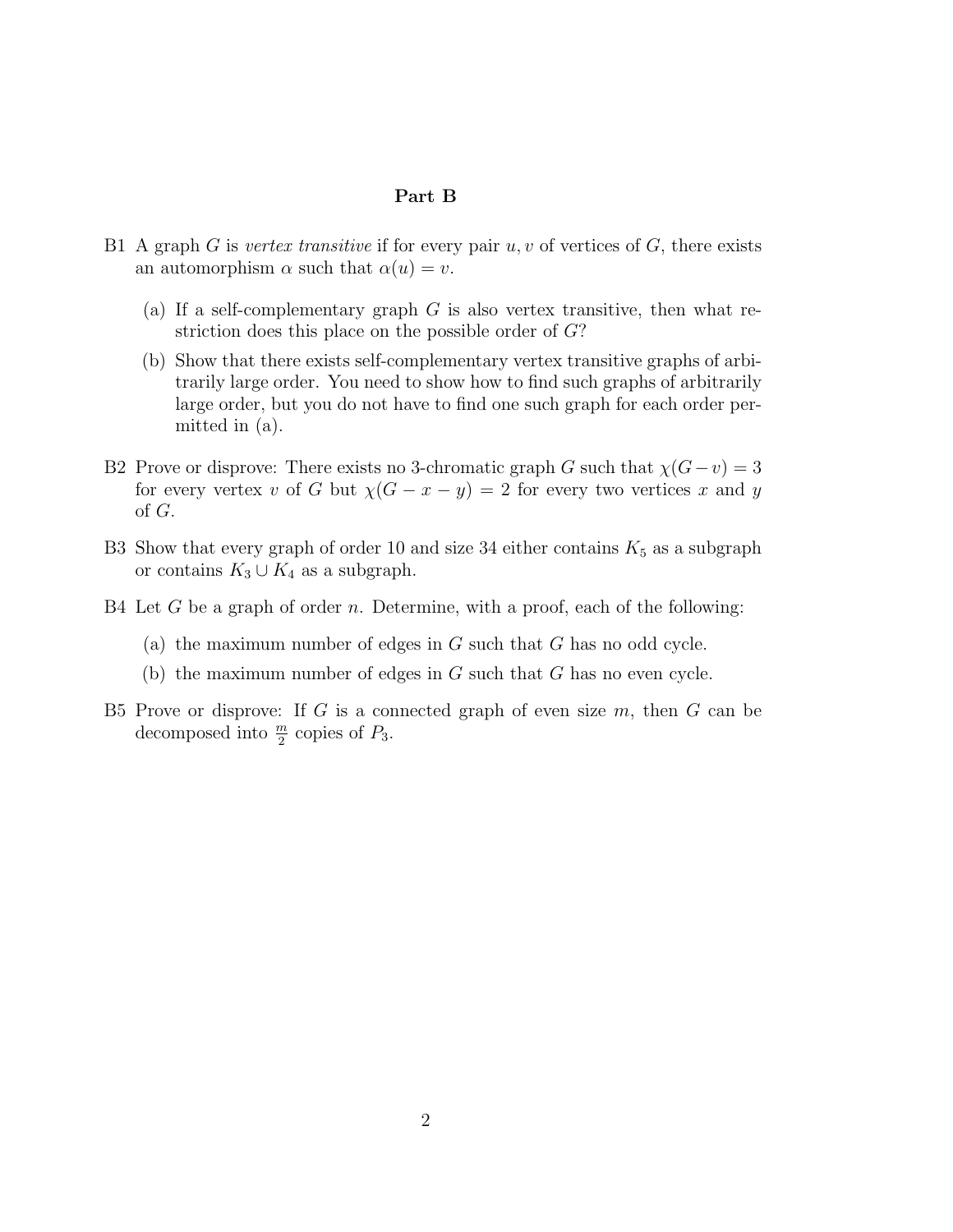## Part B

B1 A graph $G$ is *vertex transitive* if for every pair $u, v$ of vertices of $G$, there exists an automorphism $\alpha$ such that $\alpha(u) = v$.

(a) If a self-complementary graph $G$ is also vertex transitive, then what restriction does this place on the possible order of $G$?

(b) Show that there exists self-complementary vertex transitive graphs of arbitrarily large order. You need to show how to find such graphs of arbitrarily large order, but you do not have to find one such graph for each order permitted in (a).

B2 Prove or disprove: There exists no 3-chromatic graph $G$ such that $\chi(G-v) = 3$ for every vertex $v$ of $G$ but $\chi(G - x - y) = 2$ for every two vertices $x$ and $y$ of $G$.

B3 Show that every graph of order 10 and size 34 either contains $K_5$ as a subgraph or contains $K_3 \cup K_4$ as a subgraph.

B4 Let $G$ be a graph of order $n$. Determine, with a proof, each of the following:

(a) the maximum number of edges in $G$ such that $G$ has no odd cycle.

(b) the maximum number of edges in $G$ such that $G$ has no even cycle.

B5 Prove or disprove: If $G$ is a connected graph of even size $m$, then $G$ can be decomposed into $\frac{m}{2}$ copies of $P_3$.